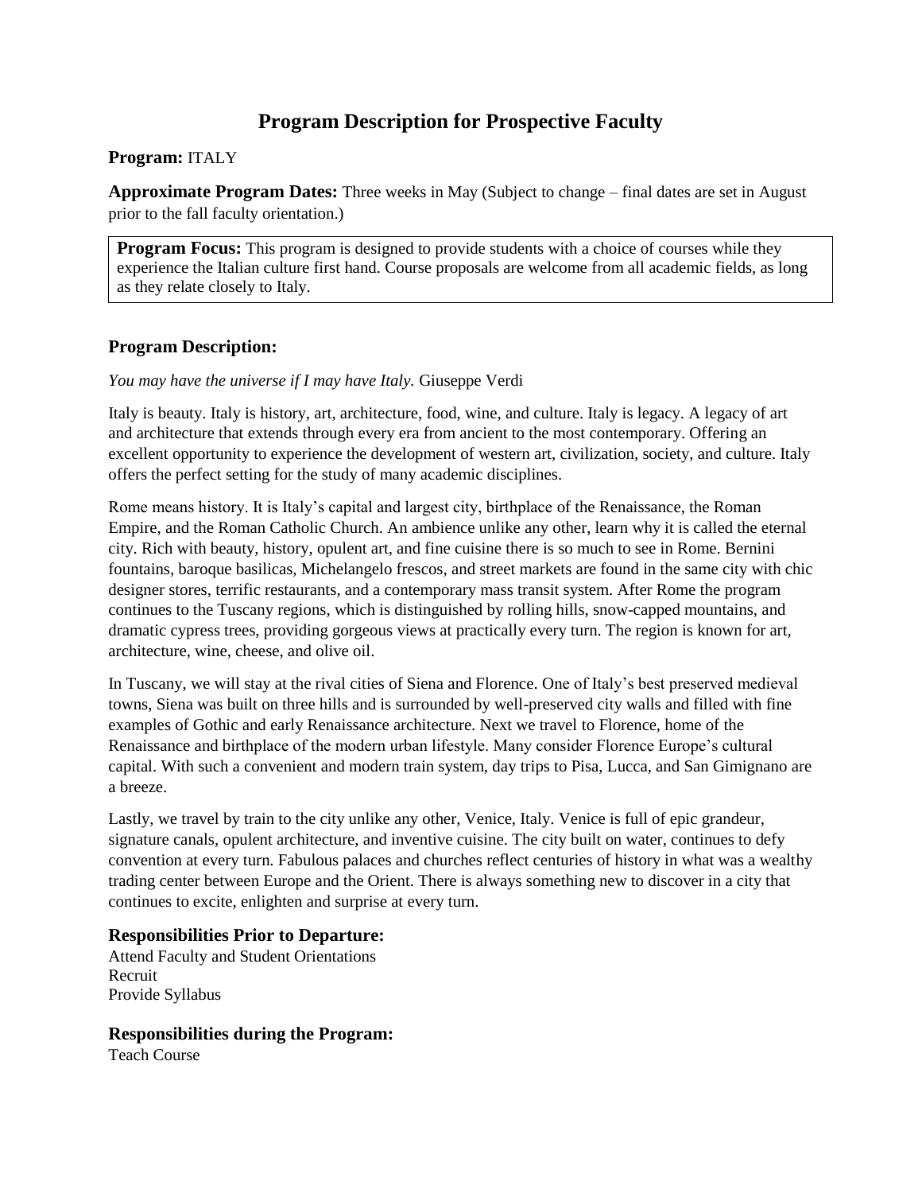# Program Description for Prospective Faculty

**Program:** ITALY

**Approximate Program Dates:** Three weeks in May (Subject to change – final dates are set in August prior to the fall faculty orientation.)

**Program Focus:** This program is designed to provide students with a choice of courses while they experience the Italian culture first hand. Course proposals are welcome from all academic fields, as long as they relate closely to Italy.

## Program Description:

*You may have the universe if I may have Italy.* Giuseppe Verdi

Italy is beauty. Italy is history, art, architecture, food, wine, and culture. Italy is legacy. A legacy of art and architecture that extends through every era from ancient to the most contemporary. Offering an excellent opportunity to experience the development of western art, civilization, society, and culture. Italy offers the perfect setting for the study of many academic disciplines.

Rome means history. It is Italy's capital and largest city, birthplace of the Renaissance, the Roman Empire, and the Roman Catholic Church. An ambience unlike any other, learn why it is called the eternal city. Rich with beauty, history, opulent art, and fine cuisine there is so much to see in Rome. Bernini fountains, baroque basilicas, Michelangelo frescos, and street markets are found in the same city with chic designer stores, terrific restaurants, and a contemporary mass transit system. After Rome the program continues to the Tuscany regions, which is distinguished by rolling hills, snow-capped mountains, and dramatic cypress trees, providing gorgeous views at practically every turn. The region is known for art, architecture, wine, cheese, and olive oil.

In Tuscany, we will stay at the rival cities of Siena and Florence. One of Italy's best preserved medieval towns, Siena was built on three hills and is surrounded by well-preserved city walls and filled with fine examples of Gothic and early Renaissance architecture. Next we travel to Florence, home of the Renaissance and birthplace of the modern urban lifestyle. Many consider Florence Europe's cultural capital. With such a convenient and modern train system, day trips to Pisa, Lucca, and San Gimignano are a breeze.

Lastly, we travel by train to the city unlike any other, Venice, Italy. Venice is full of epic grandeur, signature canals, opulent architecture, and inventive cuisine. The city built on water, continues to defy convention at every turn. Fabulous palaces and churches reflect centuries of history in what was a wealthy trading center between Europe and the Orient. There is always something new to discover in a city that continues to excite, enlighten and surprise at every turn.

## Responsibilities Prior to Departure:

Attend Faculty and Student Orientations
Recruit
Provide Syllabus

## Responsibilities during the Program:

Teach Course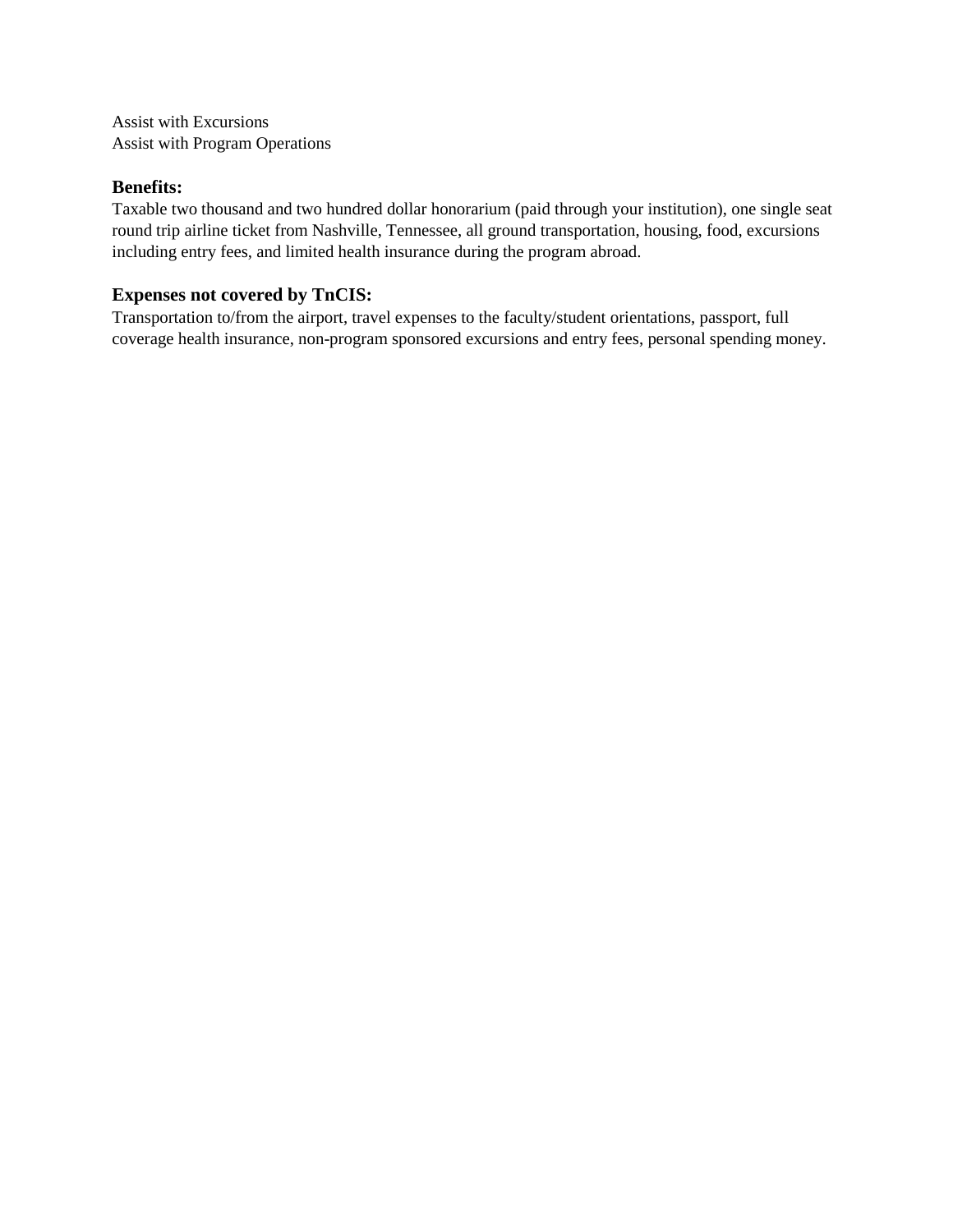Assist with Excursions
Assist with Program Operations

### Benefits:

Taxable two thousand and two hundred dollar honorarium (paid through your institution), one single seat round trip airline ticket from Nashville, Tennessee, all ground transportation, housing, food, excursions including entry fees, and limited health insurance during the program abroad.

### Expenses not covered by TnCIS:

Transportation to/from the airport, travel expenses to the faculty/student orientations, passport, full coverage health insurance, non-program sponsored excursions and entry fees, personal spending money.